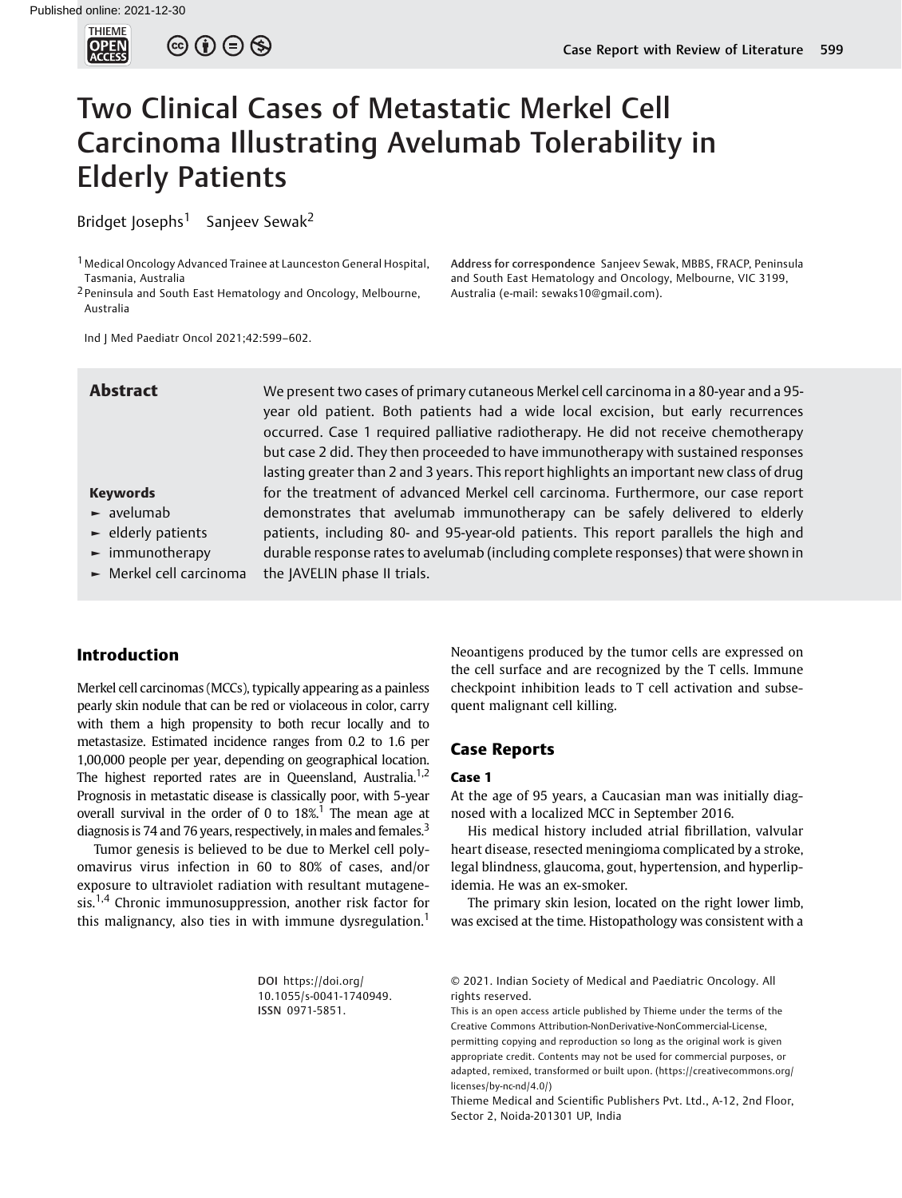# Two Clinical Cases of Metastatic Merkel Cell Carcinoma Illustrating Avelumab Tolerability in Elderly Patients

Bridget Josephs[1] Sanjeev Sewak[2]

[1] Medical Oncology Advanced Trainee at Launceston General Hospital, Tasmania, Australia

[2] Peninsula and South East Hematology and Oncology, Melbourne, Australia

Address for correspondence Sanjeev Sewak, MBBS, FRACP, Peninsula and South East Hematology and Oncology, Melbourne, VIC 3199, Australia (e-mail: sewaks10@gmail.com).

Ind J Med Paediatr Oncol 2021;42:599–602.

## Abstract

We present two cases of primary cutaneous Merkel cell carcinoma in a 80-year and a 95-year old patient. Both patients had a wide local excision, but early recurrences occurred. Case 1 required palliative radiotherapy. He did not receive chemotherapy but case 2 did. They then proceeded to have immunotherapy with sustained responses lasting greater than 2 and 3 years. This report highlights an important new class of drug for the treatment of advanced Merkel cell carcinoma. Furthermore, our case report demonstrates that avelumab immunotherapy can be safely delivered to elderly patients, including 80- and 95-year-old patients. This report parallels the high and durable response rates to avelumab (including complete responses) that were shown in the JAVELIN phase II trials.

**Keywords**

- avelumab
- elderly patients
- immunotherapy
- Merkel cell carcinoma

## Introduction

Merkel cell carcinomas (MCCs), typically appearing as a painless pearly skin nodule that can be red or violaceous in color, carry with them a high propensity to both recur locally and to metastasize. Estimated incidence ranges from 0.2 to 1.6 per 1,00,000 people per year, depending on geographical location. The highest reported rates are in Queensland, Australia.[1,2] Prognosis in metastatic disease is classically poor, with 5-year overall survival in the order of 0 to 18%.[1] The mean age at diagnosis is 74 and 76 years, respectively, in males and females.[3]

Tumor genesis is believed to be due to Merkel cell polyomavirus virus infection in 60 to 80% of cases, and/or exposure to ultraviolet radiation with resultant mutagenesis.[1,4] Chronic immunosuppression, another risk factor for this malignancy, also ties in with immune dysregulation.[1] Neoantigens produced by the tumor cells are expressed on the cell surface and are recognized by the T cells. Immune checkpoint inhibition leads to T cell activation and subsequent malignant cell killing.

## Case Reports

### Case 1

At the age of 95 years, a Caucasian man was initially diagnosed with a localized MCC in September 2016.

His medical history included atrial fibrillation, valvular heart disease, resected meningioma complicated by a stroke, legal blindness, glaucoma, gout, hypertension, and hyperlipidemia. He was an ex-smoker.

The primary skin lesion, located on the right lower limb, was excised at the time. Histopathology was consistent with a

DOI https://doi.org/10.1055/s-0041-1740949.
ISSN 0971-5851.

© 2021. Indian Society of Medical and Paediatric Oncology. All rights reserved.

This is an open access article published by Thieme under the terms of the Creative Commons Attribution-NonDerivative-NonCommercial-License, permitting copying and reproduction so long as the original work is given appropriate credit. Contents may not be used for commercial purposes, or adapted, remixed, transformed or built upon. (https://creativecommons.org/licenses/by-nc-nd/4.0/)

Thieme Medical and Scientific Publishers Pvt. Ltd., A-12, 2nd Floor, Sector 2, Noida-201301 UP, India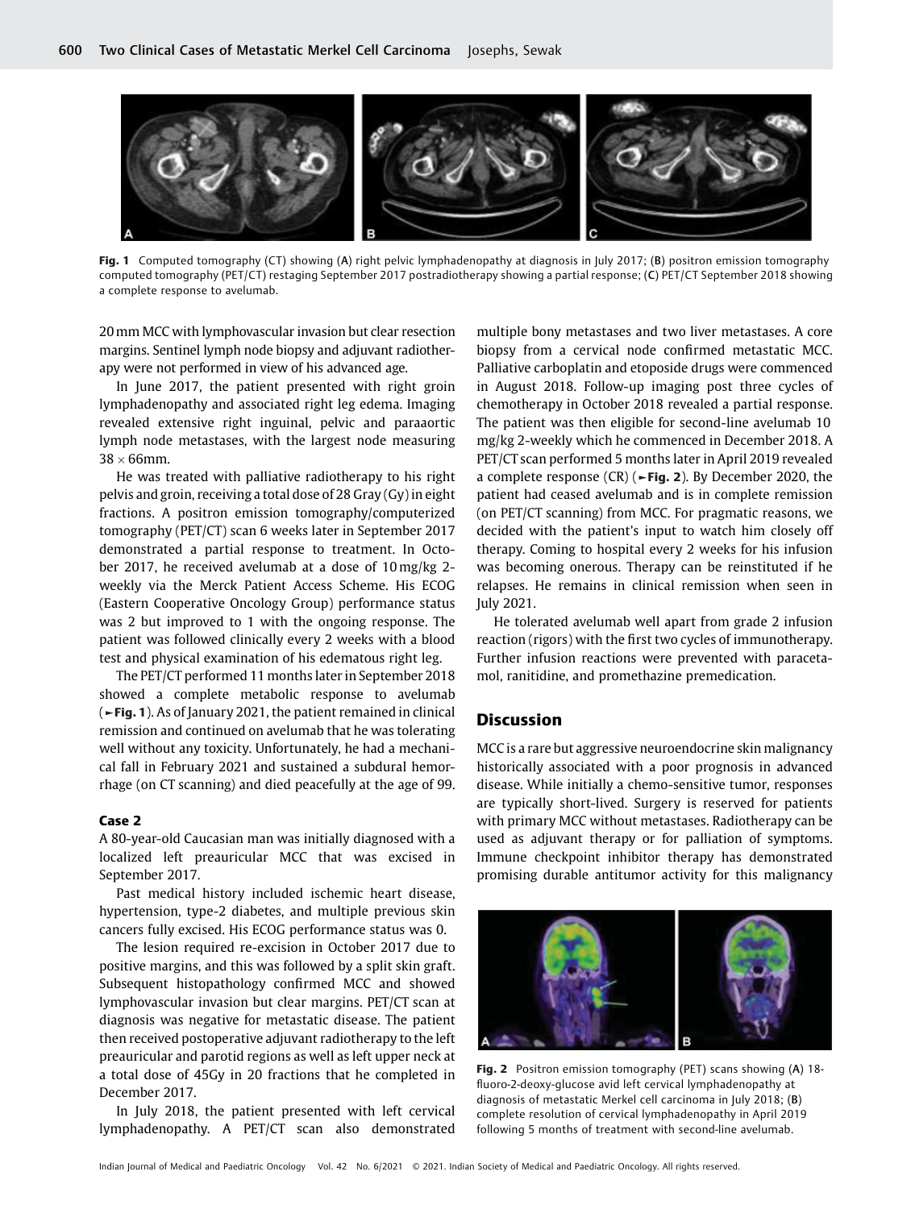Fig. 1 Computed tomography (CT) showing (A) right pelvic lymphadenopathy at diagnosis in July 2017; (B) positron emission tomography computed tomography (PET/CT) restaging September 2017 postradiotherapy showing a partial response; (C) PET/CT September 2018 showing a complete response to avelumab.

20 mm MCC with lymphovascular invasion but clear resection margins. Sentinel lymph node biopsy and adjuvant radiotherapy were not performed in view of his advanced age.

In June 2017, the patient presented with right groin lymphadenopathy and associated right leg edema. Imaging revealed extensive right inguinal, pelvic and paraaortic lymph node metastases, with the largest node measuring $38 \times 66$mm.

He was treated with palliative radiotherapy to his right pelvis and groin, receiving a total dose of 28 Gray (Gy) in eight fractions. A positron emission tomography/computerized tomography (PET/CT) scan 6 weeks later in September 2017 demonstrated a partial response to treatment. In October 2017, he received avelumab at a dose of 10 mg/kg 2-weekly via the Merck Patient Access Scheme. His ECOG (Eastern Cooperative Oncology Group) performance status was 2 but improved to 1 with the ongoing response. The patient was followed clinically every 2 weeks with a blood test and physical examination of his edematous right leg.

The PET/CT performed 11 months later in September 2018 showed a complete metabolic response to avelumab (►Fig. 1). As of January 2021, the patient remained in clinical remission and continued on avelumab that he was tolerating well without any toxicity. Unfortunately, he had a mechanical fall in February 2021 and sustained a subdural hemorrhage (on CT scanning) and died peacefully at the age of 99.

#### Case 2

A 80-year-old Caucasian man was initially diagnosed with a localized left preauricular MCC that was excised in September 2017.

Past medical history included ischemic heart disease, hypertension, type-2 diabetes, and multiple previous skin cancers fully excised. His ECOG performance status was 0.

The lesion required re-excision in October 2017 due to positive margins, and this was followed by a split skin graft. Subsequent histopathology confirmed MCC and showed lymphovascular invasion but clear margins. PET/CT scan at diagnosis was negative for metastatic disease. The patient then received postoperative adjuvant radiotherapy to the left preauricular and parotid regions as well as left upper neck at a total dose of 45Gy in 20 fractions that he completed in December 2017.

In July 2018, the patient presented with left cervical lymphadenopathy. A PET/CT scan also demonstrated multiple bony metastases and two liver metastases. A core biopsy from a cervical node confirmed metastatic MCC. Palliative carboplatin and etoposide drugs were commenced in August 2018. Follow-up imaging post three cycles of chemotherapy in October 2018 revealed a partial response. The patient was then eligible for second-line avelumab 10 mg/kg 2-weekly which he commenced in December 2018. A PET/CT scan performed 5 months later in April 2019 revealed a complete response (CR) (►Fig. 2). By December 2020, the patient had ceased avelumab and is in complete remission (on PET/CT scanning) from MCC. For pragmatic reasons, we decided with the patient's input to watch him closely off therapy. Coming to hospital every 2 weeks for his infusion was becoming onerous. Therapy can be reinstituted if he relapses. He remains in clinical remission when seen in July 2021.

He tolerated avelumab well apart from grade 2 infusion reaction (rigors) with the first two cycles of immunotherapy. Further infusion reactions were prevented with paracetamol, ranitidine, and promethazine premedication.

## Discussion

MCC is a rare but aggressive neuroendocrine skin malignancy historically associated with a poor prognosis in advanced disease. While initially a chemo-sensitive tumor, responses are typically short-lived. Surgery is reserved for patients with primary MCC without metastases. Radiotherapy can be used as adjuvant therapy or for palliation of symptoms. Immune checkpoint inhibitor therapy has demonstrated promising durable antitumor activity for this malignancy

Fig. 2 Positron emission tomography (PET) scans showing (A) 18-fluoro-2-deoxy-glucose avid left cervical lymphadenopathy at diagnosis of metastatic Merkel cell carcinoma in July 2018; (B) complete resolution of cervical lymphadenopathy in April 2019 following 5 months of treatment with second-line avelumab.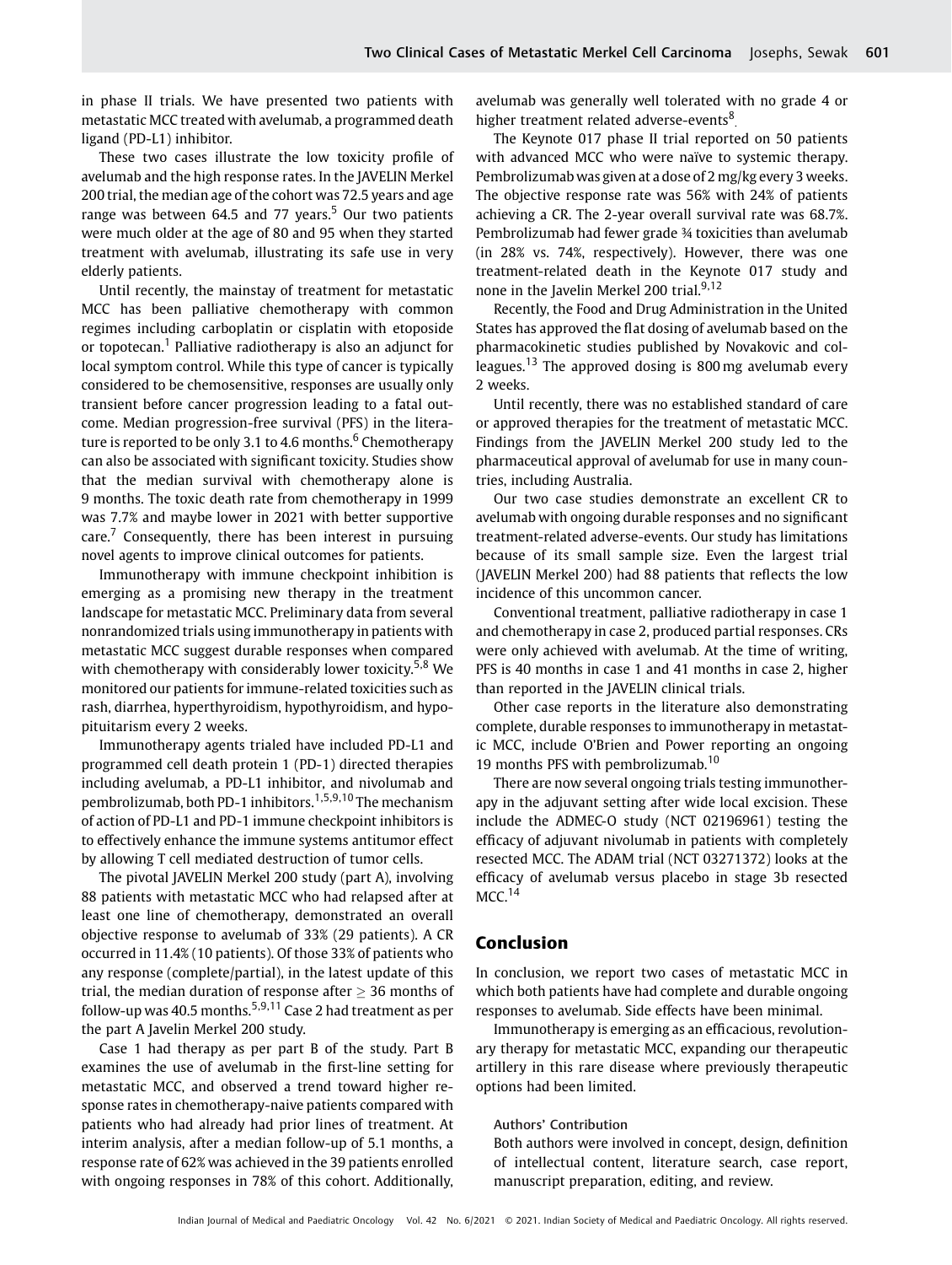in phase II trials. We have presented two patients with metastatic MCC treated with avelumab, a programmed death ligand (PD-L1) inhibitor.

These two cases illustrate the low toxicity profile of avelumab and the high response rates. In the JAVELIN Merkel 200 trial, the median age of the cohort was 72.5 years and age range was between 64.5 and 77 years.[5] Our two patients were much older at the age of 80 and 95 when they started treatment with avelumab, illustrating its safe use in very elderly patients.

Until recently, the mainstay of treatment for metastatic MCC has been palliative chemotherapy with common regimes including carboplatin or cisplatin with etoposide or topotecan.[1] Palliative radiotherapy is also an adjunct for local symptom control. While this type of cancer is typically considered to be chemosensitive, responses are usually only transient before cancer progression leading to a fatal outcome. Median progression-free survival (PFS) in the literature is reported to be only 3.1 to 4.6 months.[6] Chemotherapy can also be associated with significant toxicity. Studies show that the median survival with chemotherapy alone is 9 months. The toxic death rate from chemotherapy in 1999 was 7.7% and maybe lower in 2021 with better supportive care.[7] Consequently, there has been interest in pursuing novel agents to improve clinical outcomes for patients.

Immunotherapy with immune checkpoint inhibition is emerging as a promising new therapy in the treatment landscape for metastatic MCC. Preliminary data from several nonrandomized trials using immunotherapy in patients with metastatic MCC suggest durable responses when compared with chemotherapy with considerably lower toxicity.[5,8] We monitored our patients for immune-related toxicities such as rash, diarrhea, hyperthyroidism, hypothyroidism, and hypopituitarism every 2 weeks.

Immunotherapy agents trialed have included PD-L1 and programmed cell death protein 1 (PD-1) directed therapies including avelumab, a PD-L1 inhibitor, and nivolumab and pembrolizumab, both PD-1 inhibitors.[1,5,9,10] The mechanism of action of PD-L1 and PD-1 immune checkpoint inhibitors is to effectively enhance the immune systems antitumor effect by allowing T cell mediated destruction of tumor cells.

The pivotal JAVELIN Merkel 200 study (part A), involving 88 patients with metastatic MCC who had relapsed after at least one line of chemotherapy, demonstrated an overall objective response to avelumab of 33% (29 patients). A CR occurred in 11.4% (10 patients). Of those 33% of patients who any response (complete/partial), in the latest update of this trial, the median duration of response after $\geq$ 36 months of follow-up was 40.5 months.[5,9,11] Case 2 had treatment as per the part A Javelin Merkel 200 study.

Case 1 had therapy as per part B of the study. Part B examines the use of avelumab in the first-line setting for metastatic MCC, and observed a trend toward higher response rates in chemotherapy-naive patients compared with patients who had already had prior lines of treatment. At interim analysis, after a median follow-up of 5.1 months, a response rate of 62% was achieved in the 39 patients enrolled with ongoing responses in 78% of this cohort. Additionally, avelumab was generally well tolerated with no grade 4 or higher treatment related adverse-events[8].

The Keynote 017 phase II trial reported on 50 patients with advanced MCC who were naïve to systemic therapy. Pembrolizumab was given at a dose of 2 mg/kg every 3 weeks. The objective response rate was 56% with 24% of patients achieving a CR. The 2-year overall survival rate was 68.7%. Pembrolizumab had fewer grade ¾ toxicities than avelumab (in 28% vs. 74%, respectively). However, there was one treatment-related death in the Keynote 017 study and none in the Javelin Merkel 200 trial.[9,12]

Recently, the Food and Drug Administration in the United States has approved the flat dosing of avelumab based on the pharmacokinetic studies published by Novakovic and colleagues.[13] The approved dosing is 800 mg avelumab every 2 weeks.

Until recently, there was no established standard of care or approved therapies for the treatment of metastatic MCC. Findings from the JAVELIN Merkel 200 study led to the pharmaceutical approval of avelumab for use in many countries, including Australia.

Our two case studies demonstrate an excellent CR to avelumab with ongoing durable responses and no significant treatment-related adverse-events. Our study has limitations because of its small sample size. Even the largest trial (JAVELIN Merkel 200) had 88 patients that reflects the low incidence of this uncommon cancer.

Conventional treatment, palliative radiotherapy in case 1 and chemotherapy in case 2, produced partial responses. CRs were only achieved with avelumab. At the time of writing, PFS is 40 months in case 1 and 41 months in case 2, higher than reported in the JAVELIN clinical trials.

Other case reports in the literature also demonstrating complete, durable responses to immunotherapy in metastatic MCC, include O'Brien and Power reporting an ongoing 19 months PFS with pembrolizumab.[10]

There are now several ongoing trials testing immunotherapy in the adjuvant setting after wide local excision. These include the ADMEC-O study (NCT 02196961) testing the efficacy of adjuvant nivolumab in patients with completely resected MCC. The ADAM trial (NCT 03271372) looks at the efficacy of avelumab versus placebo in stage 3b resected MCC.[14]

## Conclusion

In conclusion, we report two cases of metastatic MCC in which both patients have had complete and durable ongoing responses to avelumab. Side effects have been minimal.

Immunotherapy is emerging as an efficacious, revolutionary therapy for metastatic MCC, expanding our therapeutic artillery in this rare disease where previously therapeutic options had been limited.

**Authors' Contribution**

Both authors were involved in concept, design, definition of intellectual content, literature search, case report, manuscript preparation, editing, and review.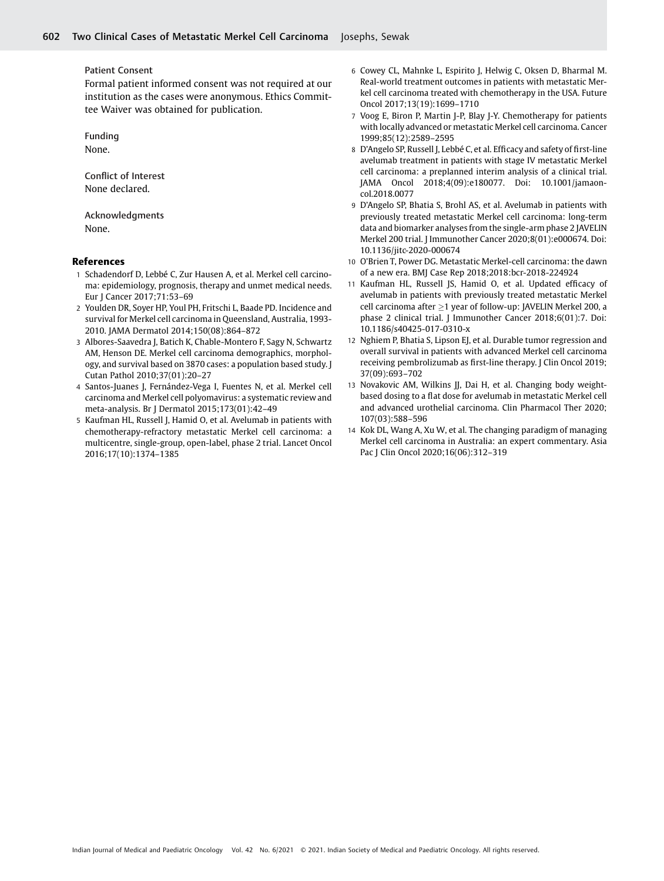Patient Consent

Formal patient informed consent was not required at our institution as the cases were anonymous. Ethics Committee Waiver was obtained for publication.

Funding

None.

Conflict of Interest

None declared.

Acknowledgments

None.

## References

1. Schadendorf D, Lebbé C, Zur Hausen A, et al. Merkel cell carcinoma: epidemiology, prognosis, therapy and unmet medical needs. Eur J Cancer 2017;71:53–69
2. Youlden DR, Soyer HP, Youl PH, Fritschi L, Baade PD. Incidence and survival for Merkel cell carcinoma in Queensland, Australia, 1993-2010. JAMA Dermatol 2014;150(08):864–872
3. Albores-Saavedra J, Batich K, Chable-Montero F, Sagy N, Schwartz AM, Henson DE. Merkel cell carcinoma demographics, morphology, and survival based on 3870 cases: a population based study. J Cutan Pathol 2010;37(01):20–27
4. Santos-Juanes J, Fernández-Vega I, Fuentes N, et al. Merkel cell carcinoma and Merkel cell polyomavirus: a systematic review and meta-analysis. Br J Dermatol 2015;173(01):42–49
5. Kaufman HL, Russell J, Hamid O, et al. Avelumab in patients with chemotherapy-refractory metastatic Merkel cell carcinoma: a multicentre, single-group, open-label, phase 2 trial. Lancet Oncol 2016;17(10):1374–1385
6. Cowey CL, Mahnke L, Espirito J, Helwig C, Oksen D, Bharmal M. Real-world treatment outcomes in patients with metastatic Merkel cell carcinoma treated with chemotherapy in the USA. Future Oncol 2017;13(19):1699–1710
7. Voog E, Biron P, Martin J-P, Blay J-Y. Chemotherapy for patients with locally advanced or metastatic Merkel cell carcinoma. Cancer 1999;85(12):2589–2595
8. D'Angelo SP, Russell J, Lebbé C, et al. Efficacy and safety of first-line avelumab treatment in patients with stage IV metastatic Merkel cell carcinoma: a preplanned interim analysis of a clinical trial. JAMA Oncol 2018;4(09):e180077. Doi: 10.1001/jamaoncol.2018.0077
9. D'Angelo SP, Bhatia S, Brohl AS, et al. Avelumab in patients with previously treated metastatic Merkel cell carcinoma: long-term data and biomarker analyses from the single-arm phase 2 JAVELIN Merkel 200 trial. J Immunother Cancer 2020;8(01):e000674. Doi: 10.1136/jitc-2020-000674
10. O'Brien T, Power DG. Metastatic Merkel-cell carcinoma: the dawn of a new era. BMJ Case Rep 2018;2018:bcr-2018-224924
11. Kaufman HL, Russell JS, Hamid O, et al. Updated efficacy of avelumab in patients with previously treated metastatic Merkel cell carcinoma after ≥1 year of follow-up: JAVELIN Merkel 200, a phase 2 clinical trial. J Immunother Cancer 2018;6(01):7. Doi: 10.1186/s40425-017-0310-x
12. Nghiem P, Bhatia S, Lipson EJ, et al. Durable tumor regression and overall survival in patients with advanced Merkel cell carcinoma receiving pembrolizumab as first-line therapy. J Clin Oncol 2019; 37(09):693–702
13. Novakovic AM, Wilkins JJ, Dai H, et al. Changing body weight-based dosing to a flat dose for avelumab in metastatic Merkel cell and advanced urothelial carcinoma. Clin Pharmacol Ther 2020; 107(03):588–596
14. Kok DL, Wang A, Xu W, et al. The changing paradigm of managing Merkel cell carcinoma in Australia: an expert commentary. Asia Pac J Clin Oncol 2020;16(06):312–319